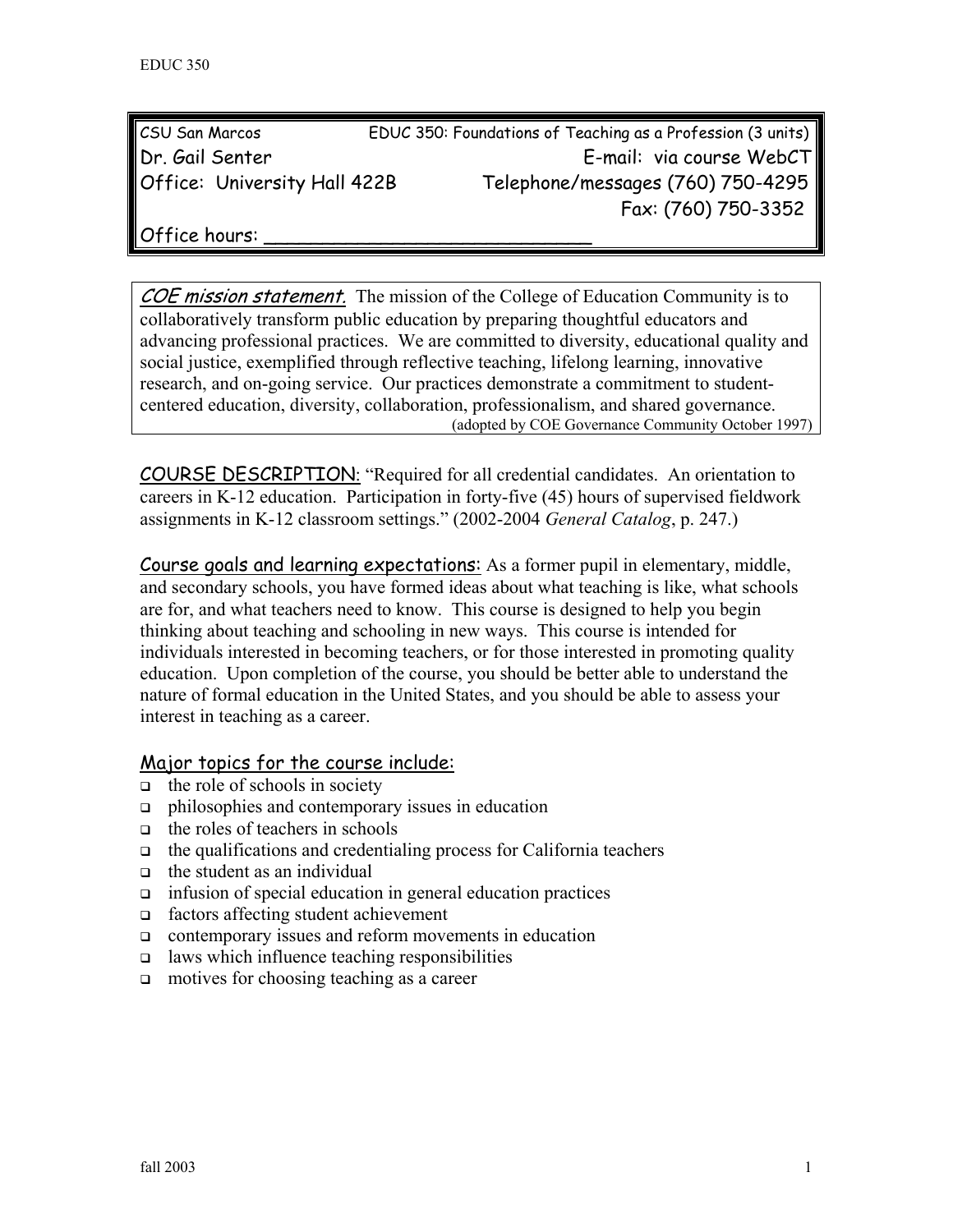| CSU San Marcos | EDUC 350: Foundations of Teaching as a Profession (3 units) |
| --- | --- |
| Dr. Gail Senter | E-mail: via course WebCT |
| Office: University Hall 422B | Telephone/messages (760) 750-4295 |
| | Fax: (760) 750-3352 |
| Office hours: ____________________________ | |

*COE mission statement.* The mission of the College of Education Community is to collaboratively transform public education by preparing thoughtful educators and advancing professional practices. We are committed to diversity, educational quality and social justice, exemplified through reflective teaching, lifelong learning, innovative research, and on-going service. Our practices demonstrate a commitment to student-centered education, diversity, collaboration, professionalism, and shared governance.
(adopted by COE Governance Community October 1997)

## COURSE DESCRIPTION:

"Required for all credential candidates. An orientation to careers in K-12 education. Participation in forty-five (45) hours of supervised fieldwork assignments in K-12 classroom settings." (2002-2004 *General Catalog*, p. 247.)

## Course goals and learning expectations:

As a former pupil in elementary, middle, and secondary schools, you have formed ideas about what teaching is like, what schools are for, and what teachers need to know. This course is designed to help you begin thinking about teaching and schooling in new ways. This course is intended for individuals interested in becoming teachers, or for those interested in promoting quality education. Upon completion of the course, you should be better able to understand the nature of formal education in the United States, and you should be able to assess your interest in teaching as a career.

## Major topics for the course include:

- the role of schools in society
- philosophies and contemporary issues in education
- the roles of teachers in schools
- the qualifications and credentialing process for California teachers
- the student as an individual
- infusion of special education in general education practices
- factors affecting student achievement
- contemporary issues and reform movements in education
- laws which influence teaching responsibilities
- motives for choosing teaching as a career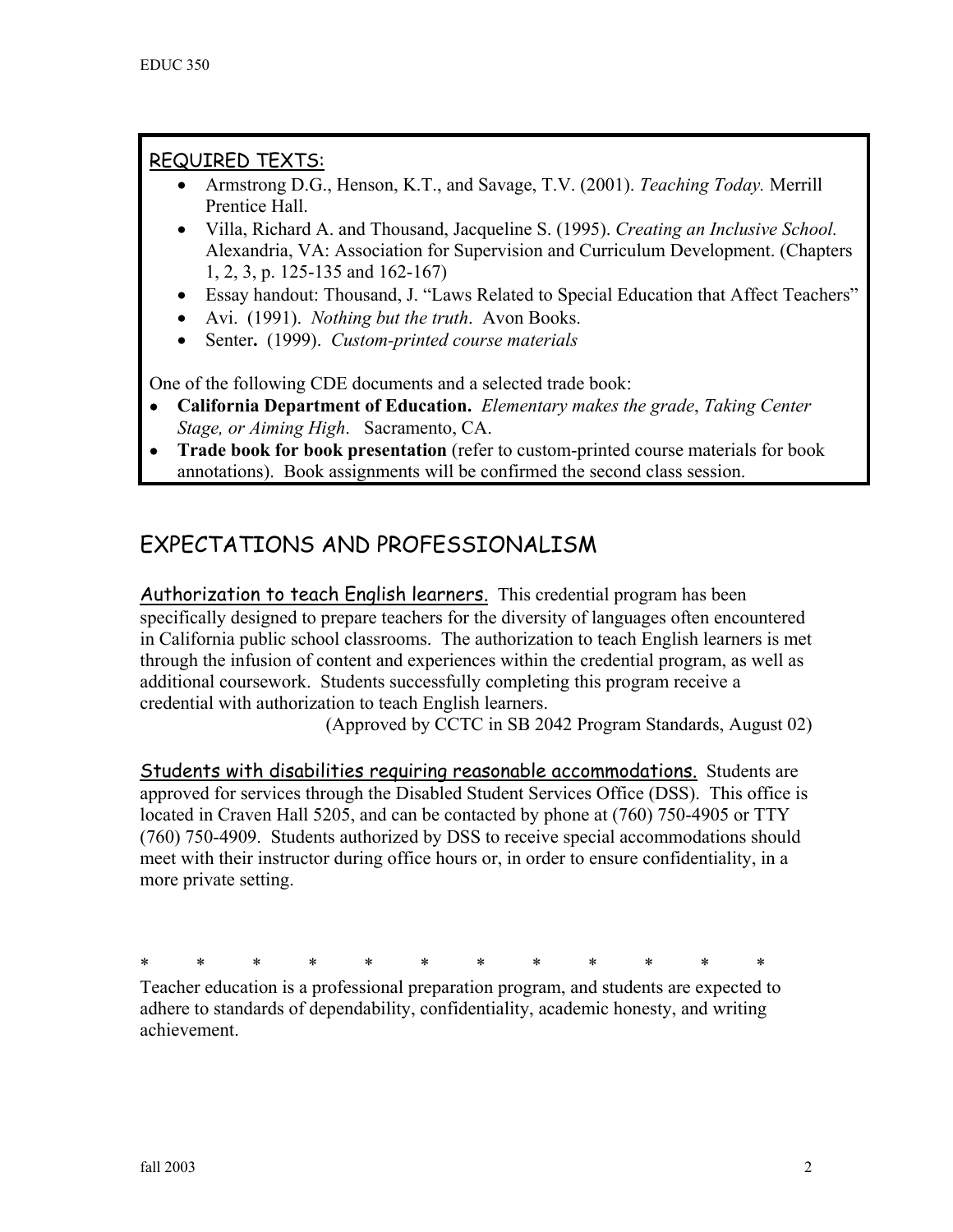## REQUIRED TEXTS:

- Armstrong D.G., Henson, K.T., and Savage, T.V. (2001). *Teaching Today.* Merrill Prentice Hall.
- Villa, Richard A. and Thousand, Jacqueline S. (1995). *Creating an Inclusive School.* Alexandria, VA: Association for Supervision and Curriculum Development. (Chapters 1, 2, 3, p. 125-135 and 162-167)
- Essay handout: Thousand, J. "Laws Related to Special Education that Affect Teachers"
- Avi. (1991). *Nothing but the truth*. Avon Books.
- Senter**.** (1999). *Custom-printed course materials*

One of the following CDE documents and a selected trade book:

- **California Department of Education.** *Elementary makes the grade*, *Taking Center Stage, or Aiming High*. Sacramento, CA.
- **Trade book for book presentation** (refer to custom-printed course materials for book annotations). Book assignments will be confirmed the second class session.

# EXPECTATIONS AND PROFESSIONALISM

Authorization to teach English learners. This credential program has been specifically designed to prepare teachers for the diversity of languages often encountered in California public school classrooms. The authorization to teach English learners is met through the infusion of content and experiences within the credential program, as well as additional coursework. Students successfully completing this program receive a credential with authorization to teach English learners.

(Approved by CCTC in SB 2042 Program Standards, August 02)

Students with disabilities requiring reasonable accommodations. Students are approved for services through the Disabled Student Services Office (DSS). This office is located in Craven Hall 5205, and can be contacted by phone at (760) 750-4905 or TTY (760) 750-4909. Students authorized by DSS to receive special accommodations should meet with their instructor during office hours or, in order to ensure confidentiality, in a more private setting.

\* \* \* \* \* \* \* \* \* \* \* \*

Teacher education is a professional preparation program, and students are expected to adhere to standards of dependability, confidentiality, academic honesty, and writing achievement.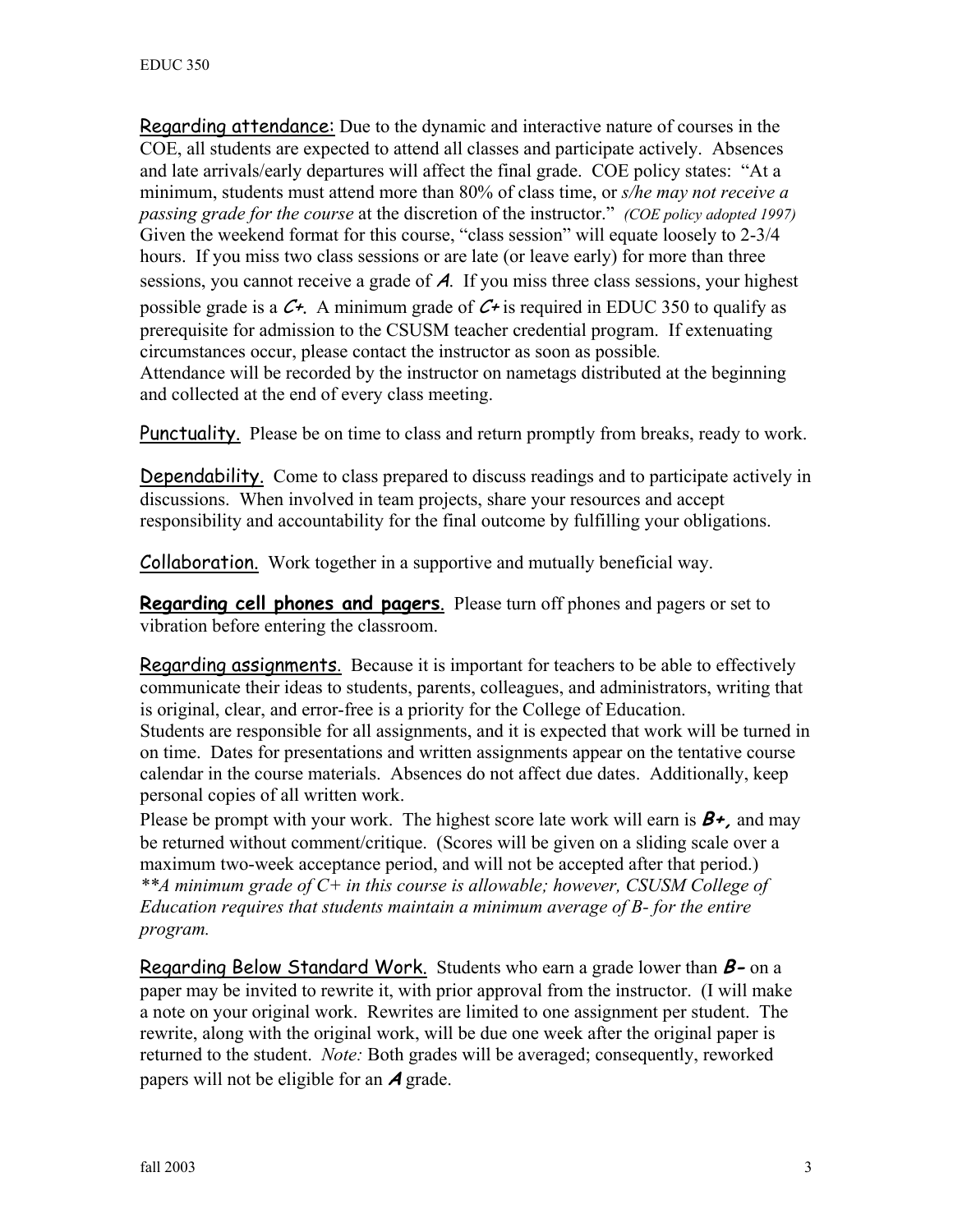Regarding attendance: Due to the dynamic and interactive nature of courses in the COE, all students are expected to attend all classes and participate actively. Absences and late arrivals/early departures will affect the final grade. COE policy states: "At a minimum, students must attend more than 80% of class time, or *s/he may not receive a passing grade for the course* at the discretion of the instructor." *(COE policy adopted 1997)* Given the weekend format for this course, "class session" will equate loosely to 2-3/4 hours. If you miss two class sessions or are late (or leave early) for more than three sessions, you cannot receive a grade of ***A***. If you miss three class sessions, your highest possible grade is a ***C+***. A minimum grade of ***C+*** is required in EDUC 350 to qualify as prerequisite for admission to the CSUSM teacher credential program. If extenuating circumstances occur, please contact the instructor as soon as possible.
Attendance will be recorded by the instructor on nametags distributed at the beginning and collected at the end of every class meeting.

Punctuality. Please be on time to class and return promptly from breaks, ready to work.

Dependability. Come to class prepared to discuss readings and to participate actively in discussions. When involved in team projects, share your resources and accept responsibility and accountability for the final outcome by fulfilling your obligations.

Collaboration. Work together in a supportive and mutually beneficial way.

**Regarding cell phones and pagers**. Please turn off phones and pagers or set to vibration before entering the classroom.

Regarding assignments. Because it is important for teachers to be able to effectively communicate their ideas to students, parents, colleagues, and administrators, writing that is original, clear, and error-free is a priority for the College of Education.
Students are responsible for all assignments, and it is expected that work will be turned in on time. Dates for presentations and written assignments appear on the tentative course calendar in the course materials. Absences do not affect due dates. Additionally, keep personal copies of all written work.
Please be prompt with your work. The highest score late work will earn is ***B+,*** and may be returned without comment/critique. (Scores will be given on a sliding scale over a maximum two-week acceptance period, and will not be accepted after that period.)
*\*\*A minimum grade of C+ in this course is allowable; however, CSUSM College of Education requires that students maintain a minimum average of B- for the entire program.*

Regarding Below Standard Work. Students who earn a grade lower than ***B-*** on a paper may be invited to rewrite it, with prior approval from the instructor. (I will make a note on your original work. Rewrites are limited to one assignment per student. The rewrite, along with the original work, will be due one week after the original paper is returned to the student. *Note:* Both grades will be averaged; consequently, reworked papers will not be eligible for an ***A*** grade.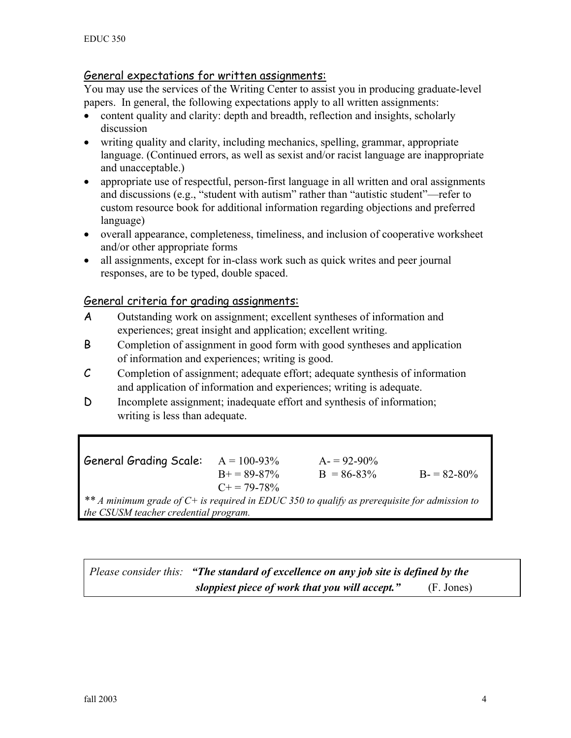## General expectations for written assignments:

You may use the services of the Writing Center to assist you in producing graduate-level papers. In general, the following expectations apply to all written assignments:

- content quality and clarity: depth and breadth, reflection and insights, scholarly discussion
- writing quality and clarity, including mechanics, spelling, grammar, appropriate language. (Continued errors, as well as sexist and/or racist language are inappropriate and unacceptable.)
- appropriate use of respectful, person-first language in all written and oral assignments and discussions (e.g., "student with autism" rather than "autistic student"—refer to custom resource book for additional information regarding objections and preferred language)
- overall appearance, completeness, timeliness, and inclusion of cooperative worksheet and/or other appropriate forms
- all assignments, except for in-class work such as quick writes and peer journal responses, are to be typed, double spaced.

## General criteria for grading assignments:

**A** Outstanding work on assignment; excellent syntheses of information and experiences; great insight and application; excellent writing.

**B** Completion of assignment in good form with good syntheses and application of information and experiences; writing is good.

**C** Completion of assignment; adequate effort; adequate synthesis of information and application of information and experiences; writing is adequate.

**D** Incomplete assignment; inadequate effort and synthesis of information; writing is less than adequate.

| General Grading Scale: | | | |
|---|---|---|---|
| | A = 100-93% | A- = 92-90% | |
| | B+ = 89-87% | B = 86-83% | B- = 82-80% |
| | C+ = 79-78% | | |

*\*\* A minimum grade of C+ is required in EDUC 350 to qualify as prerequisite for admission to the CSUSM teacher credential program.*

*Please consider this:* ***"The standard of excellence on any job site is defined by the sloppiest piece of work that you will accept."*** (F. Jones)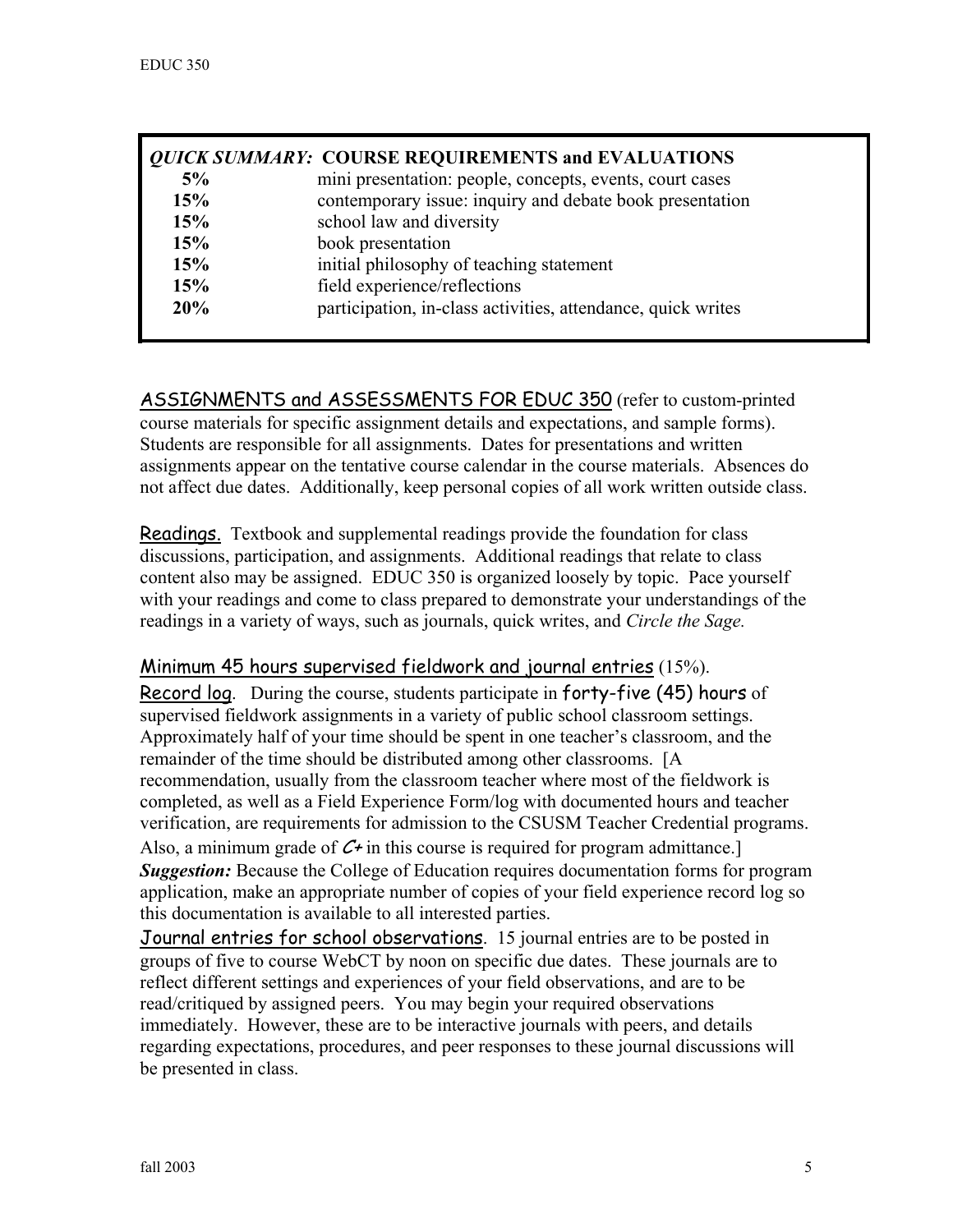| *QUICK SUMMARY:* **COURSE REQUIREMENTS and EVALUATIONS** | |
|---|---|
| **5%** | mini presentation: people, concepts, events, court cases |
| **15%** | contemporary issue: inquiry and debate book presentation |
| **15%** | school law and diversity |
| **15%** | book presentation |
| **15%** | initial philosophy of teaching statement |
| **15%** | field experience/reflections |
| **20%** | participation, in-class activities, attendance, quick writes |

ASSIGNMENTS and ASSESSMENTS FOR EDUC 350 (refer to custom-printed course materials for specific assignment details and expectations, and sample forms). Students are responsible for all assignments. Dates for presentations and written assignments appear on the tentative course calendar in the course materials. Absences do not affect due dates. Additionally, keep personal copies of all work written outside class.

Readings. Textbook and supplemental readings provide the foundation for class discussions, participation, and assignments. Additional readings that relate to class content also may be assigned. EDUC 350 is organized loosely by topic. Pace yourself with your readings and come to class prepared to demonstrate your understandings of the readings in a variety of ways, such as journals, quick writes, and *Circle the Sage.*

Minimum 45 hours supervised fieldwork and journal entries (15%).

Record log. During the course, students participate in forty-five (45) hours of supervised fieldwork assignments in a variety of public school classroom settings. Approximately half of your time should be spent in one teacher's classroom, and the remainder of the time should be distributed among other classrooms. [A recommendation, usually from the classroom teacher where most of the fieldwork is completed, as well as a Field Experience Form/log with documented hours and teacher verification, are requirements for admission to the CSUSM Teacher Credential programs. Also, a minimum grade of *C+* in this course is required for program admittance.]

***Suggestion:*** Because the College of Education requires documentation forms for program application, make an appropriate number of copies of your field experience record log so this documentation is available to all interested parties.

Journal entries for school observations. 15 journal entries are to be posted in groups of five to course WebCT by noon on specific due dates. These journals are to reflect different settings and experiences of your field observations, and are to be read/critiqued by assigned peers. You may begin your required observations immediately. However, these are to be interactive journals with peers, and details regarding expectations, procedures, and peer responses to these journal discussions will be presented in class.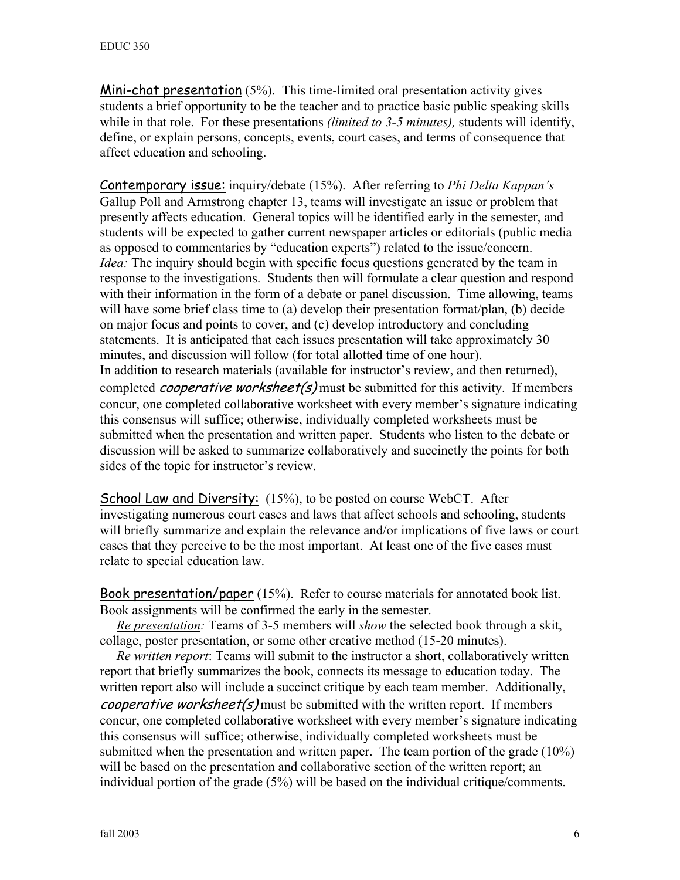<u>Mini-chat presentation</u> (5%). This time-limited oral presentation activity gives students a brief opportunity to be the teacher and to practice basic public speaking skills while in that role. For these presentations *(limited to 3-5 minutes),* students will identify, define, or explain persons, concepts, events, court cases, and terms of consequence that affect education and schooling.

<u>Contemporary issue:</u> inquiry/debate (15%). After referring to *Phi Delta Kappan's* Gallup Poll and Armstrong chapter 13, teams will investigate an issue or problem that presently affects education. General topics will be identified early in the semester, and students will be expected to gather current newspaper articles or editorials (public media as opposed to commentaries by "education experts") related to the issue/concern. *Idea:* The inquiry should begin with specific focus questions generated by the team in response to the investigations. Students then will formulate a clear question and respond with their information in the form of a debate or panel discussion. Time allowing, teams will have some brief class time to (a) develop their presentation format/plan, (b) decide on major focus and points to cover, and (c) develop introductory and concluding statements. It is anticipated that each issues presentation will take approximately 30 minutes, and discussion will follow (for total allotted time of one hour). In addition to research materials (available for instructor's review, and then returned), completed ***cooperative worksheet(s)*** must be submitted for this activity. If members concur, one completed collaborative worksheet with every member's signature indicating this consensus will suffice; otherwise, individually completed worksheets must be submitted when the presentation and written paper. Students who listen to the debate or discussion will be asked to summarize collaboratively and succinctly the points for both sides of the topic for instructor's review.

<u>School Law and Diversity:</u> (15%), to be posted on course WebCT. After investigating numerous court cases and laws that affect schools and schooling, students will briefly summarize and explain the relevance and/or implications of five laws or court cases that they perceive to be the most important. At least one of the five cases must relate to special education law.

<u>Book presentation/paper</u> (15%). Refer to course materials for annotated book list. Book assignments will be confirmed the early in the semester.

*<u>Re presentation</u>:* Teams of 3-5 members will *show* the selected book through a skit, collage, poster presentation, or some other creative method (15-20 minutes).

*<u>Re written report</u>*: Teams will submit to the instructor a short, collaboratively written report that briefly summarizes the book, connects its message to education today. The written report also will include a succinct critique by each team member. Additionally, ***cooperative worksheet(s)*** must be submitted with the written report. If members concur, one completed collaborative worksheet with every member's signature indicating this consensus will suffice; otherwise, individually completed worksheets must be submitted when the presentation and written paper. The team portion of the grade (10%) will be based on the presentation and collaborative section of the written report; an individual portion of the grade (5%) will be based on the individual critique/comments.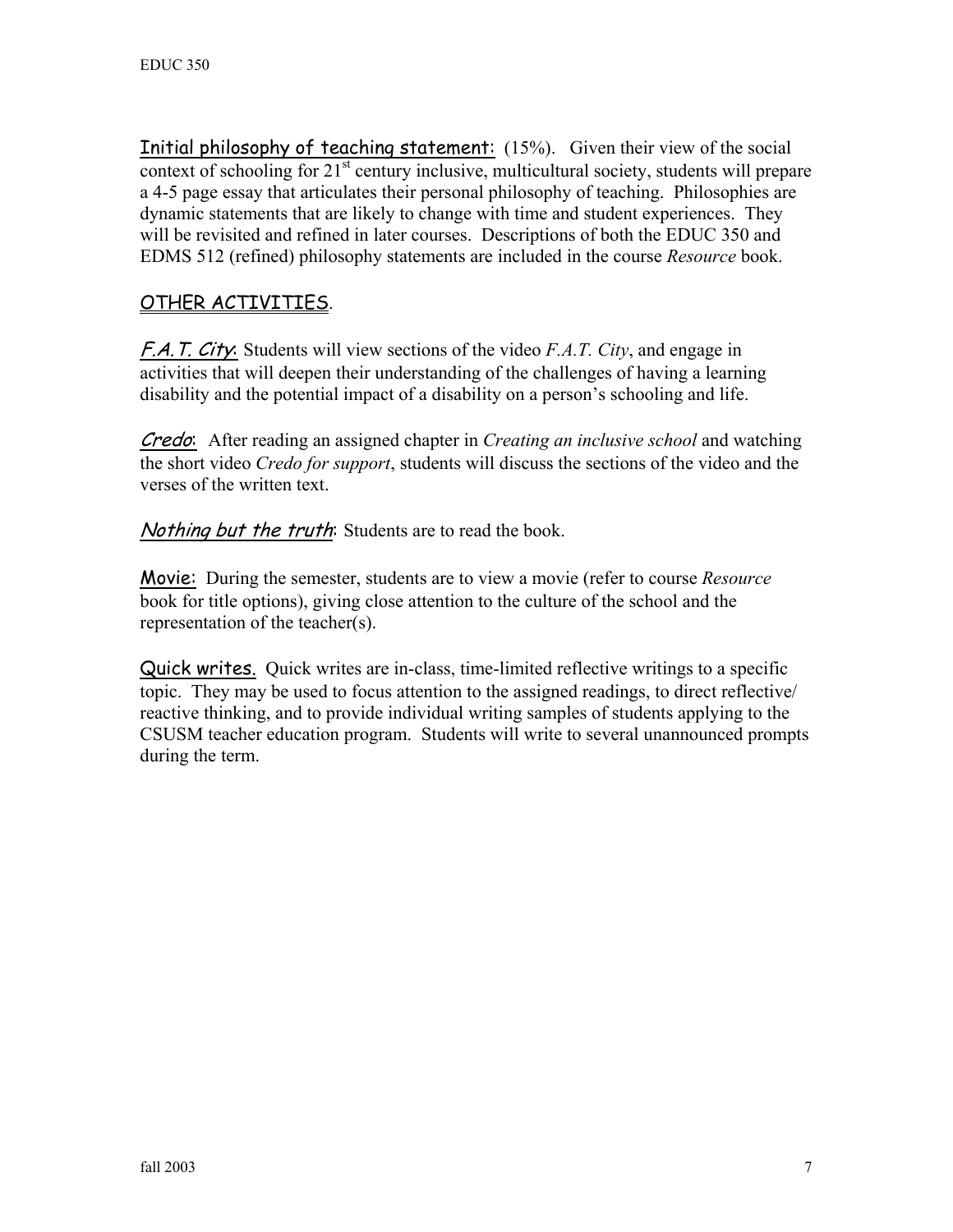**Initial philosophy of teaching statement:** (15%). Given their view of the social context of schooling for 21st century inclusive, multicultural society, students will prepare a 4-5 page essay that articulates their personal philosophy of teaching. Philosophies are dynamic statements that are likely to change with time and student experiences. They will be revisited and refined in later courses. Descriptions of both the EDUC 350 and EDMS 512 (refined) philosophy statements are included in the course *Resource* book.

## OTHER ACTIVITIES.

***F.A.T. City*****:** Students will view sections of the video *F.A.T. City*, and engage in activities that will deepen their understanding of the challenges of having a learning disability and the potential impact of a disability on a person's schooling and life.

***Credo*****:** After reading an assigned chapter in *Creating an inclusive school* and watching the short video *Credo for support*, students will discuss the sections of the video and the verses of the written text.

***Nothing but the truth*****:** Students are to read the book.

**Movie:** During the semester, students are to view a movie (refer to course *Resource* book for title options), giving close attention to the culture of the school and the representation of the teacher(s).

**Quick writes.** Quick writes are in-class, time-limited reflective writings to a specific topic. They may be used to focus attention to the assigned readings, to direct reflective/ reactive thinking, and to provide individual writing samples of students applying to the CSUSM teacher education program. Students will write to several unannounced prompts during the term.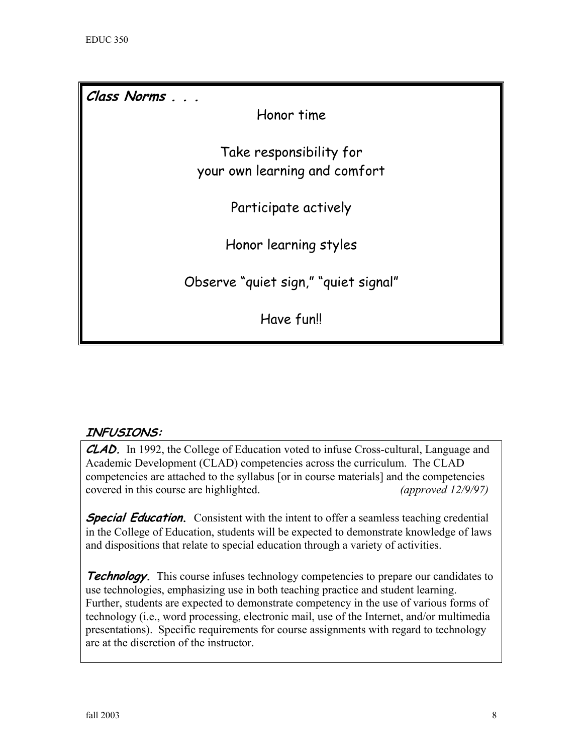***Class Norms . . .***

Honor time

Take responsibility for your own learning and comfort

Participate actively

Honor learning styles

Observe "quiet sign," "quiet signal"

Have fun!!

## ***INFUSIONS:***

***CLAD.*** In 1992, the College of Education voted to infuse Cross-cultural, Language and Academic Development (CLAD) competencies across the curriculum. The CLAD competencies are attached to the syllabus [or in course materials] and the competencies covered in this course are highlighted. *(approved 12/9/97)*

***Special Education.*** Consistent with the intent to offer a seamless teaching credential in the College of Education, students will be expected to demonstrate knowledge of laws and dispositions that relate to special education through a variety of activities.

***Technology.*** This course infuses technology competencies to prepare our candidates to use technologies, emphasizing use in both teaching practice and student learning. Further, students are expected to demonstrate competency in the use of various forms of technology (i.e., word processing, electronic mail, use of the Internet, and/or multimedia presentations). Specific requirements for course assignments with regard to technology are at the discretion of the instructor.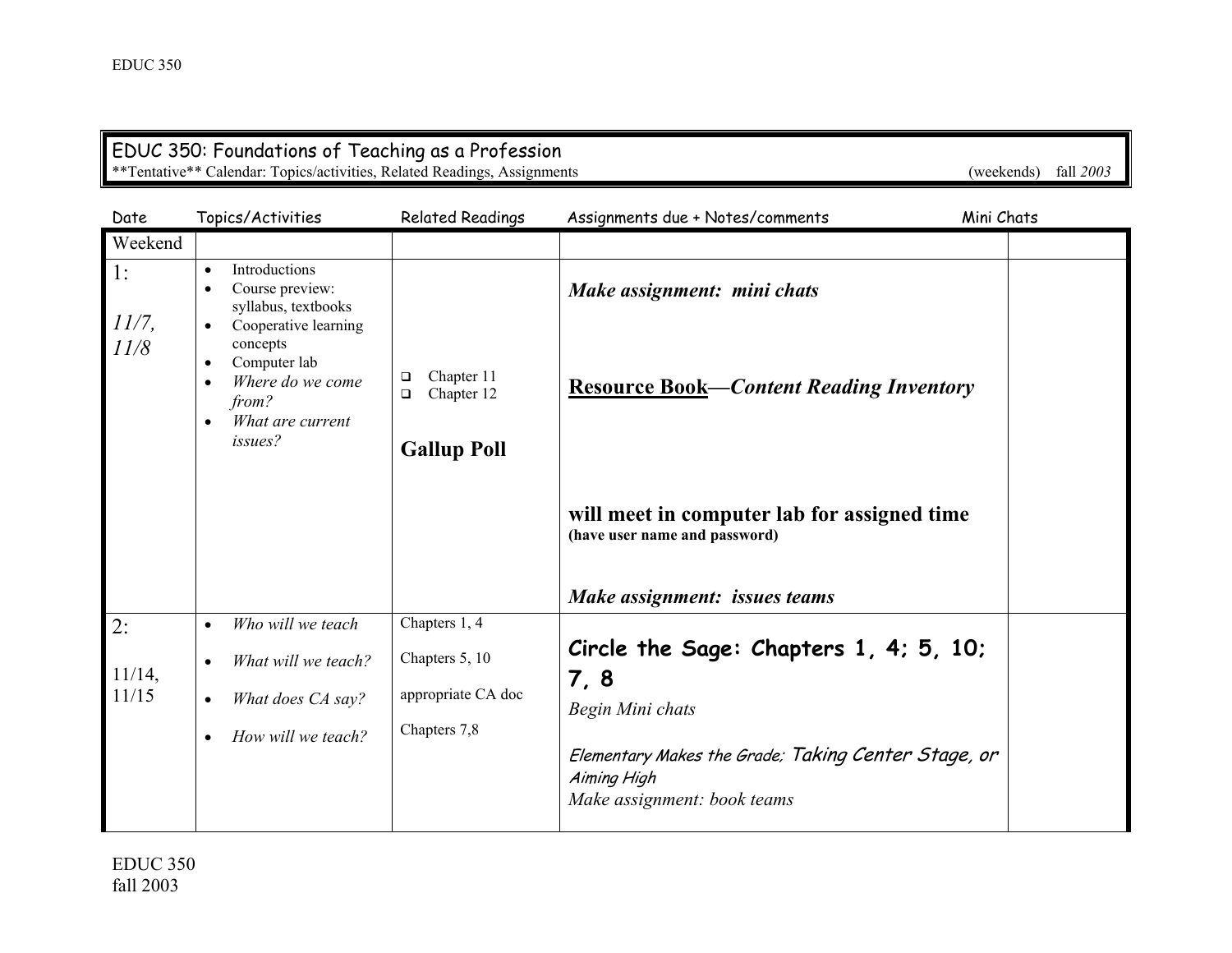## EDUC 350: Foundations of Teaching as a Profession

**Tentative** Calendar: Topics/activities, Related Readings, Assignments (weekends) fall *2003*

| Date | Topics/Activities | Related Readings | Assignments due + Notes/comments | Mini Chats |
|---|---|---|---|---|
| Weekend | | | | |
| 1:<br>*11/7, 11/8* | • Introductions<br>• Course preview: syllabus, textbooks<br>• Cooperative learning concepts<br>• Computer lab<br>• *Where do we come from?*<br>• *What are current issues?* | ❑ Chapter 11<br>❑ Chapter 12<br>**Gallup Poll** | ***Make assignment: mini chats***<br>**<u>Resource Book</u>—*Content Reading Inventory***<br>**will meet in computer lab for assigned time**<br>**(have user name and password)**<br>***Make assignment: issues teams*** | |
| 2:<br>11/14, 11/15 | • *Who will we teach*<br>• *What will we teach?*<br>• *What does CA say?*<br>• *How will we teach?* | Chapters 1, 4<br>Chapters 5, 10<br>appropriate CA doc<br>Chapters 7,8 | **Circle the Sage: Chapters 1, 4; 5, 10; 7, 8**<br>*Begin Mini chats*<br>*Elementary Makes the Grade; Taking Center Stage, or Aiming High*<br>*Make assignment: book teams* | |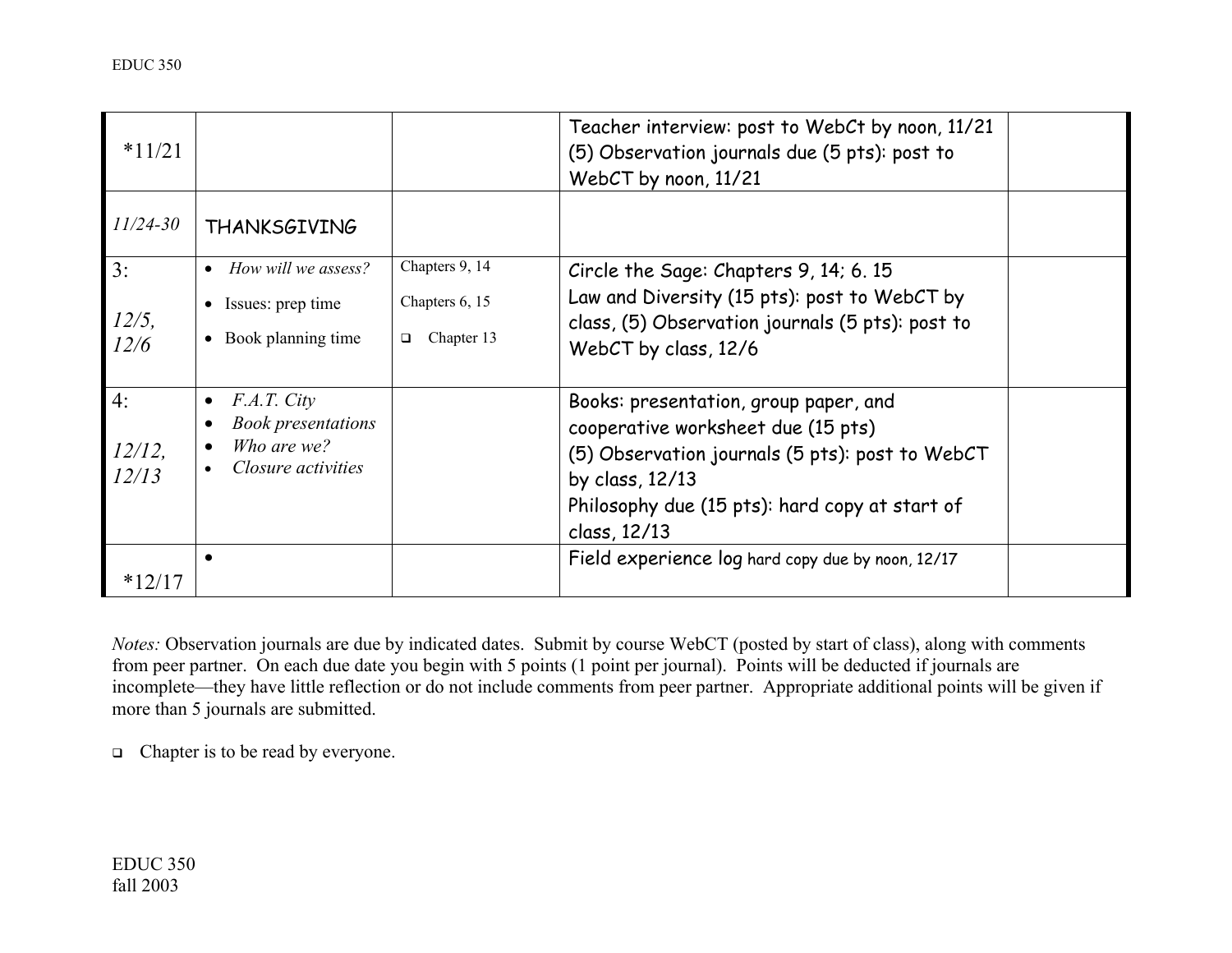| | | | | |
|---|---|---|---|---|
| *11/21 | | | Teacher interview: post to WebCt by noon, 11/21<br>(5) Observation journals due (5 pts): post to WebCT by noon, 11/21 | |
| *11/24-30* | THANKSGIVING | | | |
| 3:<br><br>*12/5, 12/6* | • *How will we assess?*<br>• Issues: prep time<br>• Book planning time | Chapters 9, 14<br>Chapters 6, 15<br>❑ Chapter 13 | Circle the Sage: Chapters 9, 14; 6. 15<br>Law and Diversity (15 pts): post to WebCT by class, (5) Observation journals (5 pts): post to WebCT by class, 12/6 | |
| 4:<br><br>*12/12, 12/13* | • *F.A.T. City*<br>• *Book presentations*<br>• *Who are we?*<br>• *Closure activities* | | Books: presentation, group paper, and cooperative worksheet due (15 pts)<br>(5) Observation journals (5 pts): post to WebCT by class, 12/13<br>Philosophy due (15 pts): hard copy at start of class, 12/13 | |
| *12/17 | • | | Field experience log hard copy due by noon, 12/17 | |

*Notes:* Observation journals are due by indicated dates. Submit by course WebCT (posted by start of class), along with comments from peer partner. On each due date you begin with 5 points (1 point per journal). Points will be deducted if journals are incomplete—they have little reflection or do not include comments from peer partner. Appropriate additional points will be given if more than 5 journals are submitted.

❑ Chapter is to be read by everyone.

EDUC 350
fall 2003